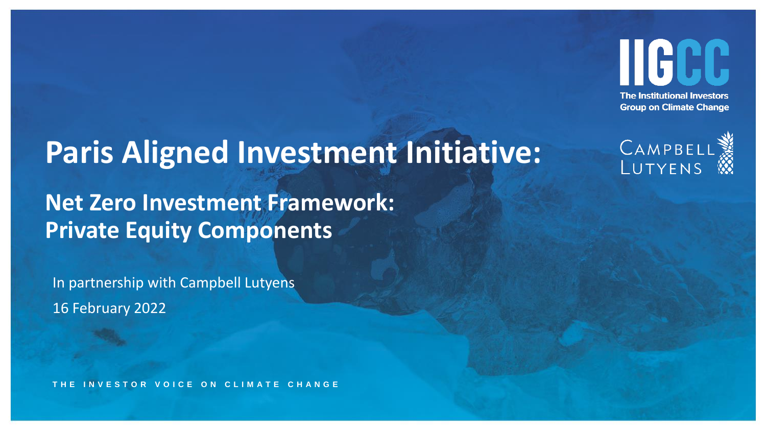IIGCC

The Institutional Investors Group on Climate Change

CAMPBELL LUTYENS

# Paris Aligned Investment Initiative:

## Net Zero Investment Framework: Private Equity Components

In partnership with Campbell Lutyens

16 February 2022

THE INVESTOR VOICE ON CLIMATE CHANGE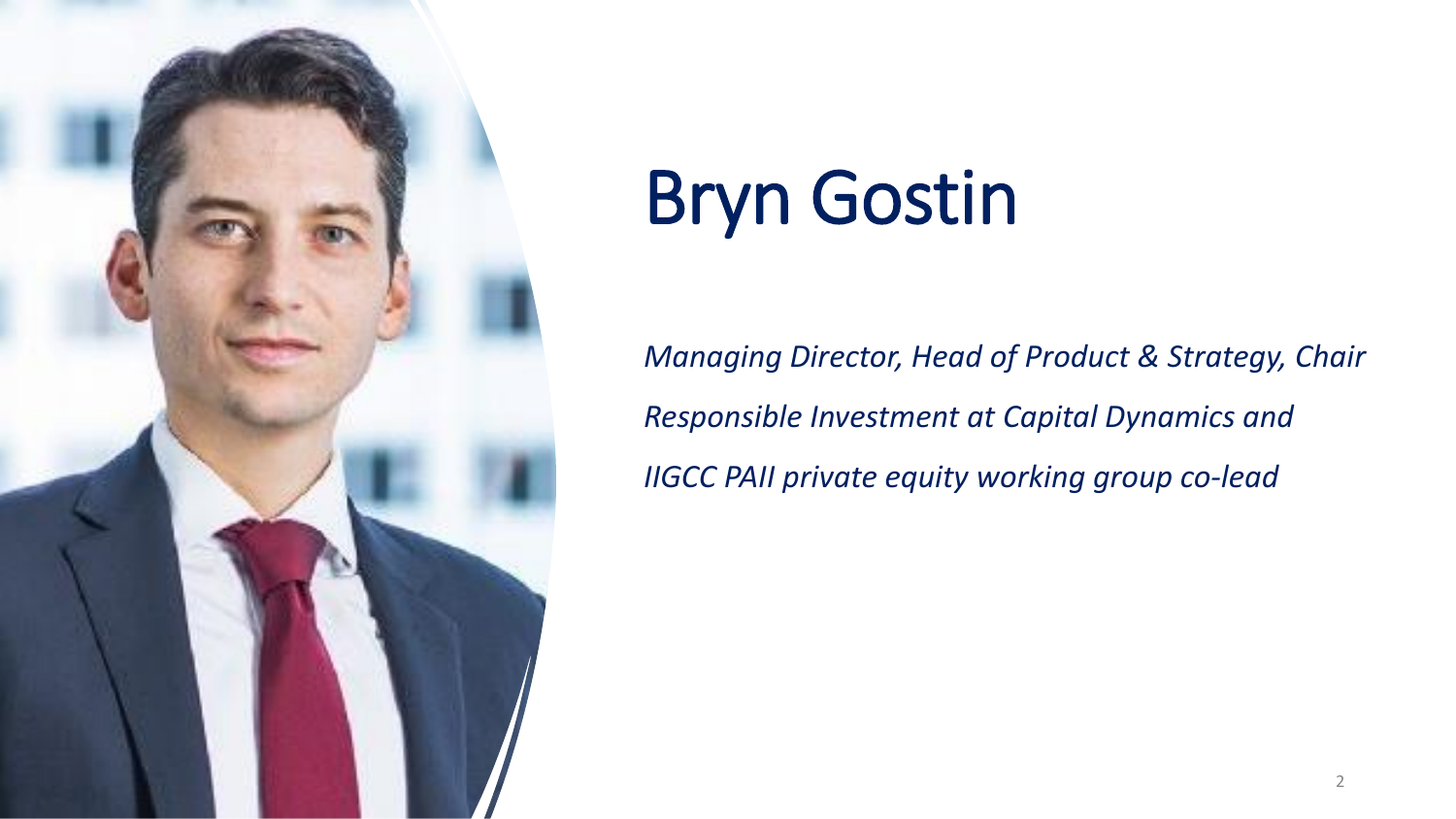# Bryn Gostin

*Managing Director, Head of Product & Strategy, Chair Responsible Investment at Capital Dynamics and IIGCC PAII private equity working group co-lead*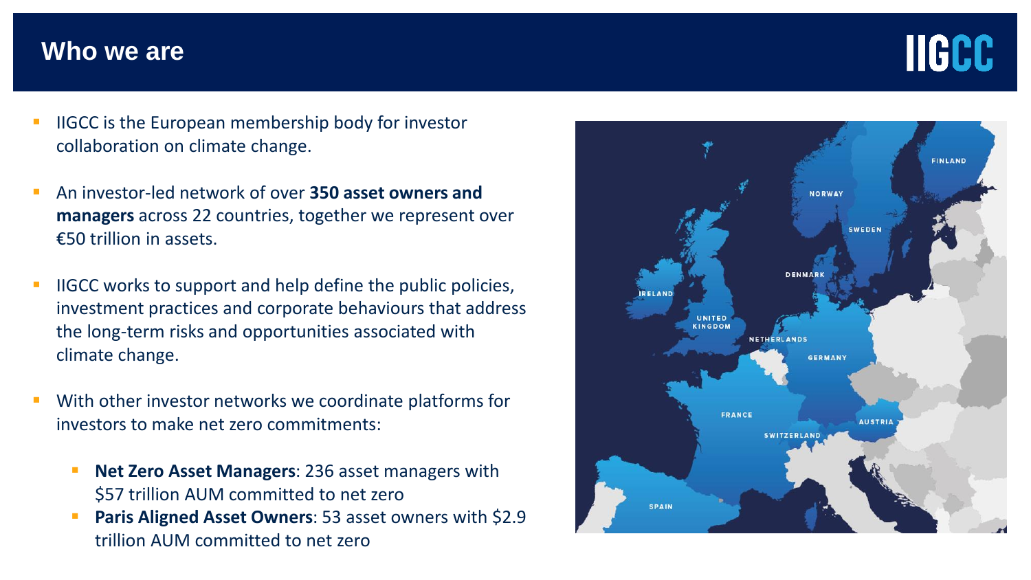# Who we are

- IIGCC is the European membership body for investor collaboration on climate change.
- An investor-led network of over **350 asset owners and managers** across 22 countries, together we represent over €50 trillion in assets.
- IIGCC works to support and help define the public policies, investment practices and corporate behaviours that address the long-term risks and opportunities associated with climate change.
- With other investor networks we coordinate platforms for investors to make net zero commitments:
  - **Net Zero Asset Managers**: 236 asset managers with $57 trillion AUM committed to net zero
  - **Paris Aligned Asset Owners**: 53 asset owners with $2.9 trillion AUM committed to net zero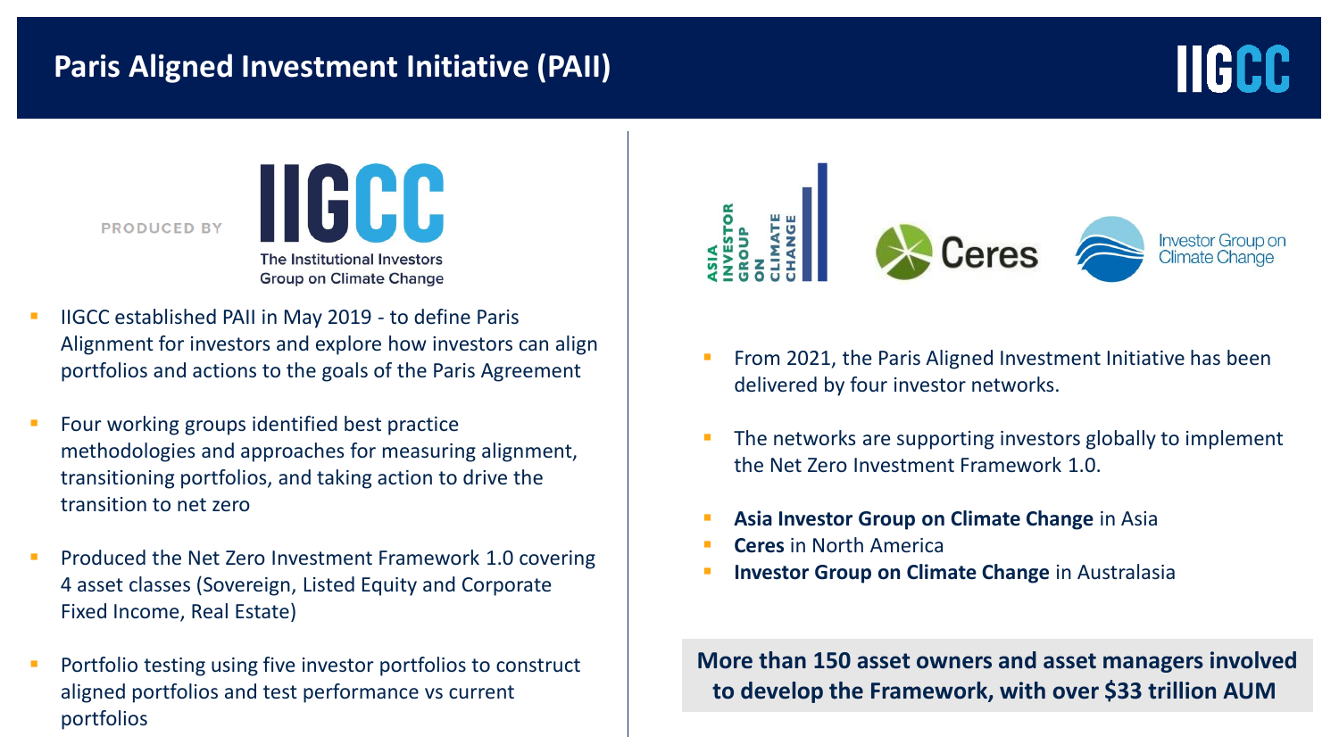# Paris Aligned Investment Initiative (PAII)

PRODUCED BY IIGCC – The Institutional Investors Group on Climate Change

- IIGCC established PAII in May 2019 - to define Paris Alignment for investors and explore how investors can align portfolios and actions to the goals of the Paris Agreement
- Four working groups identified best practice methodologies and approaches for measuring alignment, transitioning portfolios, and taking action to drive the transition to net zero
- Produced the Net Zero Investment Framework 1.0 covering 4 asset classes (Sovereign, Listed Equity and Corporate Fixed Income, Real Estate)
- Portfolio testing using five investor portfolios to construct aligned portfolios and test performance vs current portfolios

Asia Investor Group on Climate Change | Ceres | Investor Group on Climate Change

- From 2021, the Paris Aligned Investment Initiative has been delivered by four investor networks.
- The networks are supporting investors globally to implement the Net Zero Investment Framework 1.0.
- **Asia Investor Group on Climate Change** in Asia
- **Ceres** in North America
- **Investor Group on Climate Change** in Australasia

**More than 150 asset owners and asset managers involved to develop the Framework, with over $33 trillion AUM**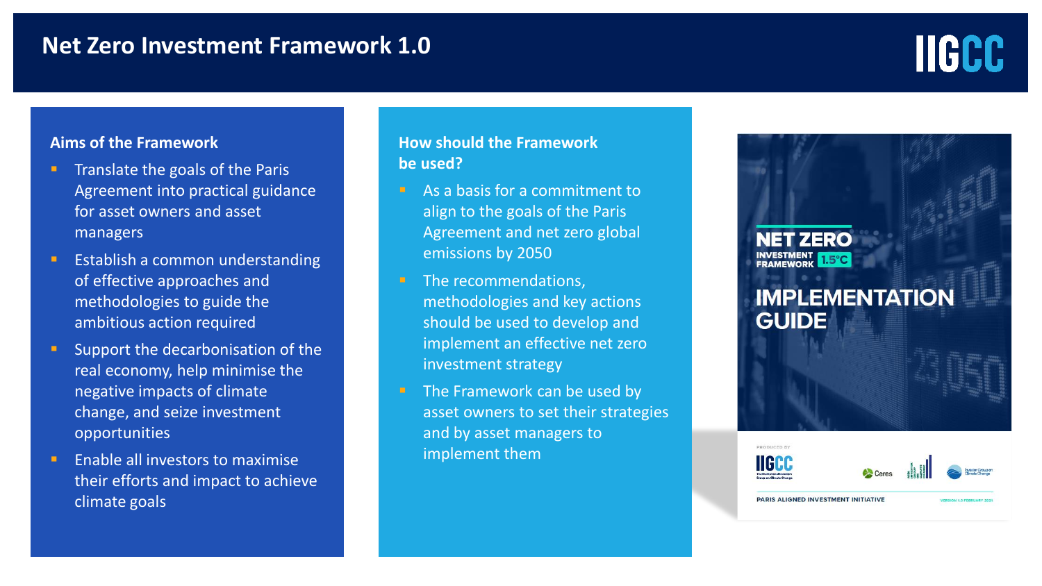# Net Zero Investment Framework 1.0

### Aims of the Framework

- Translate the goals of the Paris Agreement into practical guidance for asset owners and asset managers
- Establish a common understanding of effective approaches and methodologies to guide the ambitious action required
- Support the decarbonisation of the real economy, help minimise the negative impacts of climate change, and seize investment opportunities
- Enable all investors to maximise their efforts and impact to achieve climate goals

### How should the Framework be used?

- As a basis for a commitment to align to the goals of the Paris Agreement and net zero global emissions by 2050
- The recommendations, methodologies and key actions should be used to develop and implement an effective net zero investment strategy
- The Framework can be used by asset owners to set their strategies and by asset managers to implement them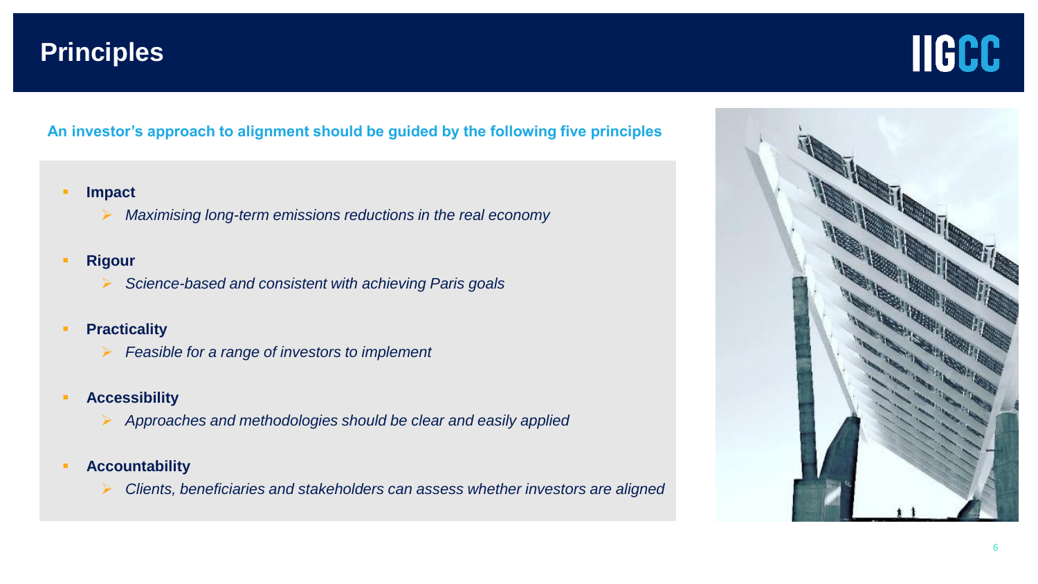# Principles

**An investor's approach to alignment should be guided by the following five principles**

- **Impact**
  - *Maximising long-term emissions reductions in the real economy*
- **Rigour**
  - *Science-based and consistent with achieving Paris goals*
- **Practicality**
  - *Feasible for a range of investors to implement*
- **Accessibility**
  - *Approaches and methodologies should be clear and easily applied*
- **Accountability**
  - *Clients, beneficiaries and stakeholders can assess whether investors are aligned*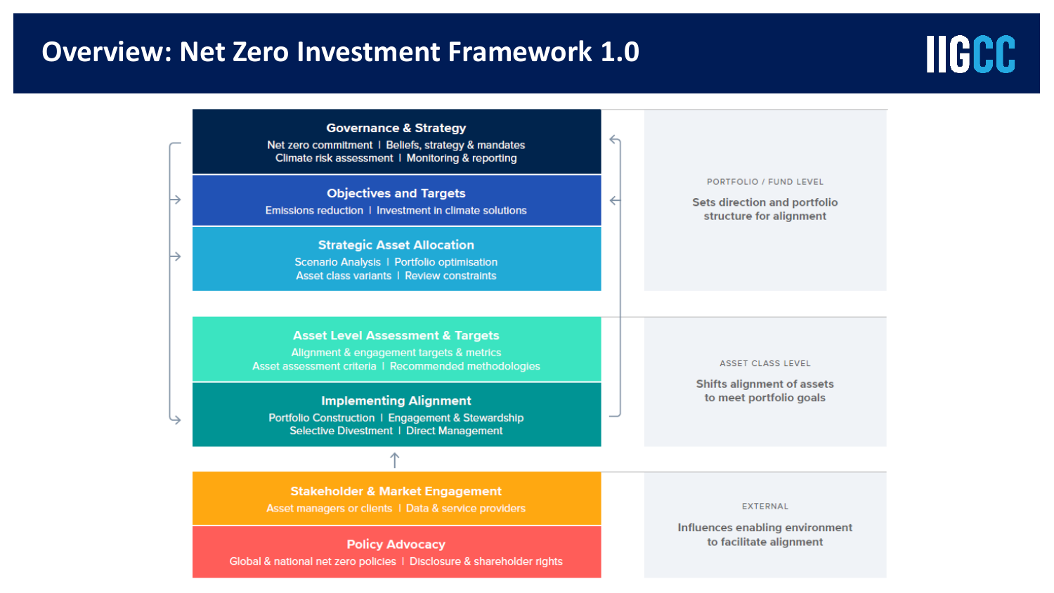# Overview: Net Zero Investment Framework 1.0

IIGCC

**Governance & Strategy**
Net zero commitment | Beliefs, strategy & mandates
Climate risk assessment | Monitoring & reporting

**Objectives and Targets**
Emissions reduction | Investment in climate solutions

**Strategic Asset Allocation**
Scenario Analysis | Portfolio optimisation
Asset class variants | Review constraints

PORTFOLIO / FUND LEVEL

Sets direction and portfolio structure for alignment

**Asset Level Assessment & Targets**
Alignment & engagement targets & metrics
Asset assessment criteria | Recommended methodologies

**Implementing Alignment**
Portfolio Construction | Engagement & Stewardship
Selective Divestment | Direct Management

ASSET CLASS LEVEL

Shifts alignment of assets to meet portfolio goals

**Stakeholder & Market Engagement**
Asset managers or clients | Data & service providers

**Policy Advocacy**
Global & national net zero policies | Disclosure & shareholder rights

EXTERNAL

Influences enabling environment to facilitate alignment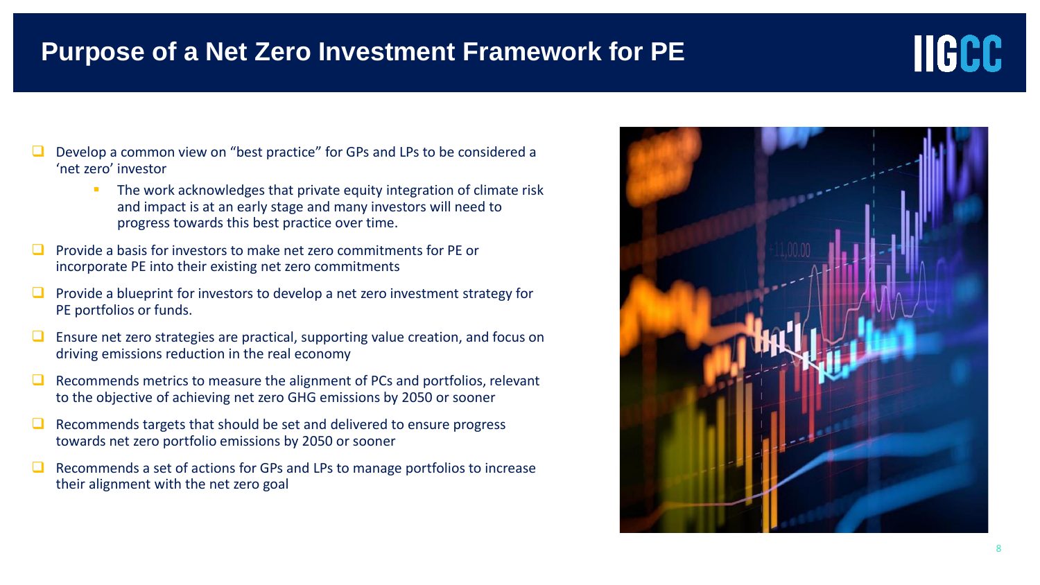# Purpose of a Net Zero Investment Framework for PE

- Develop a common view on "best practice" for GPs and LPs to be considered a 'net zero' investor
  - The work acknowledges that private equity integration of climate risk and impact is at an early stage and many investors will need to progress towards this best practice over time.
- Provide a basis for investors to make net zero commitments for PE or incorporate PE into their existing net zero commitments
- Provide a blueprint for investors to develop a net zero investment strategy for PE portfolios or funds.
- Ensure net zero strategies are practical, supporting value creation, and focus on driving emissions reduction in the real economy
- Recommends metrics to measure the alignment of PCs and portfolios, relevant to the objective of achieving net zero GHG emissions by 2050 or sooner
- Recommends targets that should be set and delivered to ensure progress towards net zero portfolio emissions by 2050 or sooner
- Recommends a set of actions for GPs and LPs to manage portfolios to increase their alignment with the net zero goal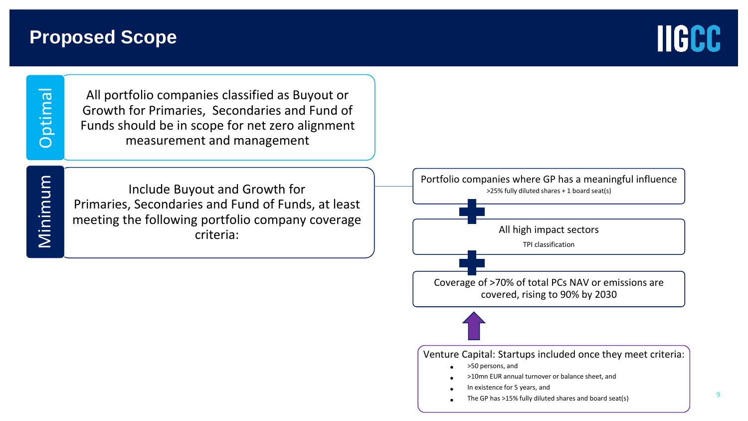# Proposed Scope

**Optimal**

All portfolio companies classified as Buyout or Growth for Primaries, Secondaries and Fund of Funds should be in scope for net zero alignment measurement and management

**Minimum**

Include Buyout and Growth for Primaries, Secondaries and Fund of Funds, at least meeting the following portfolio company coverage criteria:

- Portfolio companies where GP has a meaningful influence
  - >25% fully diluted shares + 1 board seat(s)

+

- All high impact sectors
  - TPI classification

+

- Coverage of >70% of total PCs NAV or emissions are covered, rising to 90% by 2030

Venture Capital: Startups included once they meet criteria:

- >50 persons, and
- >10mn EUR annual turnover or balance sheet, and
- In existence for 5 years, and
- The GP has >15% fully diluted shares and board seat(s)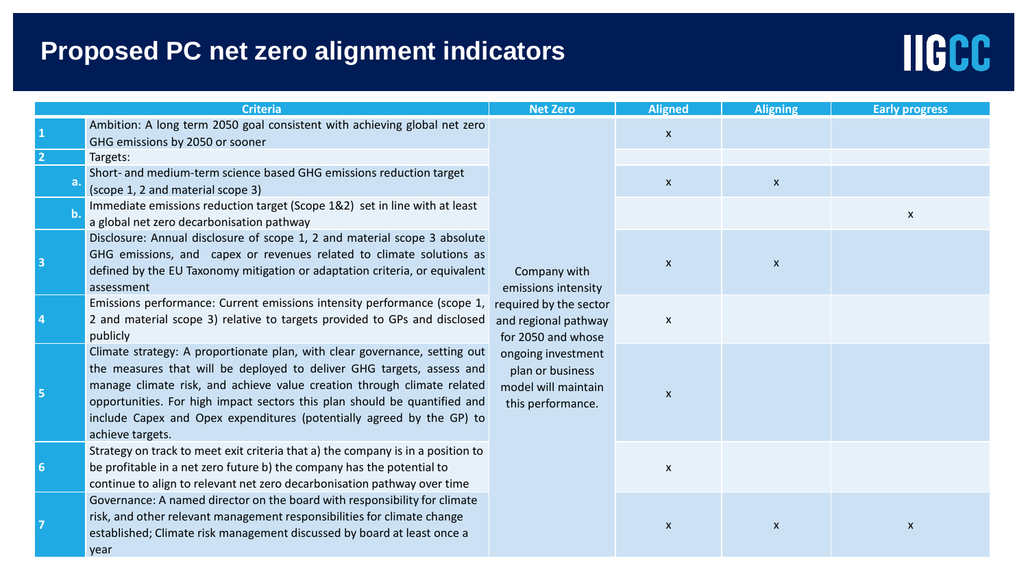# Proposed PC net zero alignment indicators

IIGCC

| | Criteria | Net Zero | Aligned | Aligning | Early progress |
|---|---|---|---|---|---|
| 1 | Ambition: A long term 2050 goal consistent with achieving global net zero GHG emissions by 2050 or sooner | Company with emissions intensity required by the sector and regional pathway for 2050 and whose ongoing investment plan or business model will maintain this performance. | x | | |
| 2 | Targets: | | | | |
| a. | Short- and medium-term science based GHG emissions reduction target (scope 1, 2 and material scope 3) | | x | x | |
| b. | Immediate emissions reduction target (Scope 1&2) set in line with at least a global net zero decarbonisation pathway | | | | x |
| 3 | Disclosure: Annual disclosure of scope 1, 2 and material scope 3 absolute GHG emissions, and capex or revenues related to climate solutions as defined by the EU Taxonomy mitigation or adaptation criteria, or equivalent assessment | | x | x | |
| 4 | Emissions performance: Current emissions intensity performance (scope 1, 2 and material scope 3) relative to targets provided to GPs and disclosed publicly | | x | | |
| 5 | Climate strategy: A proportionate plan, with clear governance, setting out the measures that will be deployed to deliver GHG targets, assess and manage climate risk, and achieve value creation through climate related opportunities. For high impact sectors this plan should be quantified and include Capex and Opex expenditures (potentially agreed by the GP) to achieve targets. | | x | | |
| 6 | Strategy on track to meet exit criteria that a) the company is in a position to be profitable in a net zero future b) the company has the potential to continue to align to relevant net zero decarbonisation pathway over time | | x | | |
| 7 | Governance: A named director on the board with responsibility for climate risk, and other relevant management responsibilities for climate change established; Climate risk management discussed by board at least once a year | | x | x | x |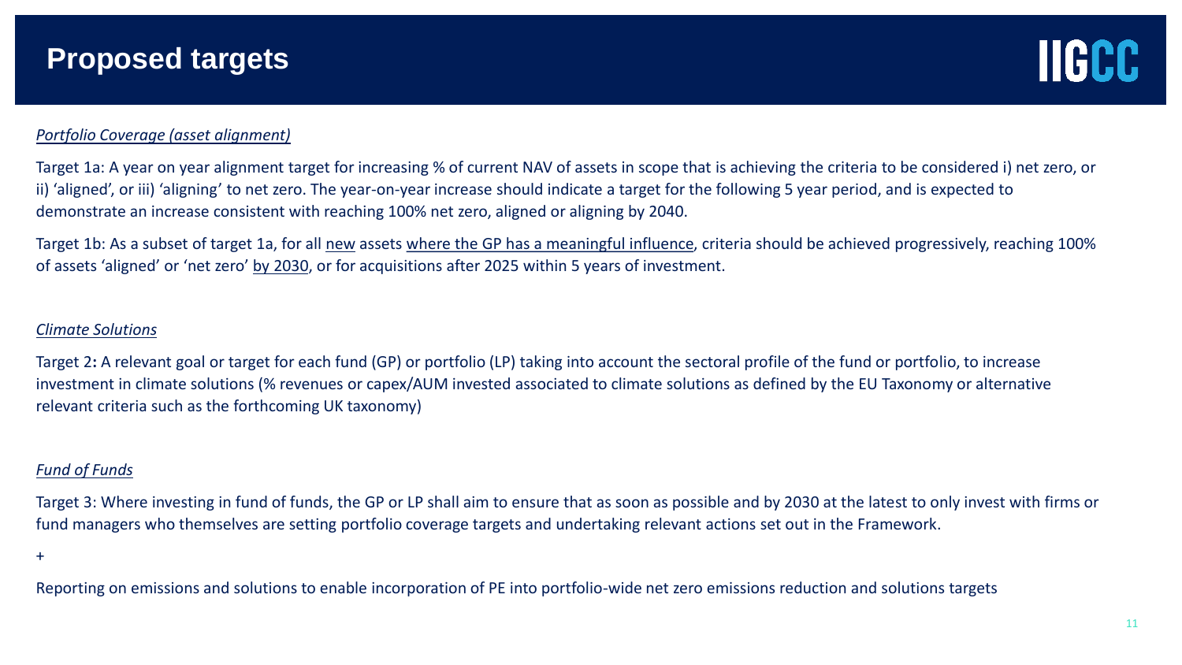# Proposed targets

*Portfolio Coverage (asset alignment)*

Target 1a: A year on year alignment target for increasing % of current NAV of assets in scope that is achieving the criteria to be considered i) net zero, or ii) 'aligned', or iii) 'aligning' to net zero. The year-on-year increase should indicate a target for the following 5 year period, and is expected to demonstrate an increase consistent with reaching 100% net zero, aligned or aligning by 2040.

Target 1b: As a subset of target 1a, for all new assets where the GP has a meaningful influence, criteria should be achieved progressively, reaching 100% of assets 'aligned' or 'net zero' by 2030, or for acquisitions after 2025 within 5 years of investment.

*Climate Solutions*

Target 2**:** A relevant goal or target for each fund (GP) or portfolio (LP) taking into account the sectoral profile of the fund or portfolio, to increase investment in climate solutions (% revenues or capex/AUM invested associated to climate solutions as defined by the EU Taxonomy or alternative relevant criteria such as the forthcoming UK taxonomy)

*Fund of Funds*

Target 3: Where investing in fund of funds, the GP or LP shall aim to ensure that as soon as possible and by 2030 at the latest to only invest with firms or fund managers who themselves are setting portfolio coverage targets and undertaking relevant actions set out in the Framework.

+

Reporting on emissions and solutions to enable incorporation of PE into portfolio-wide net zero emissions reduction and solutions targets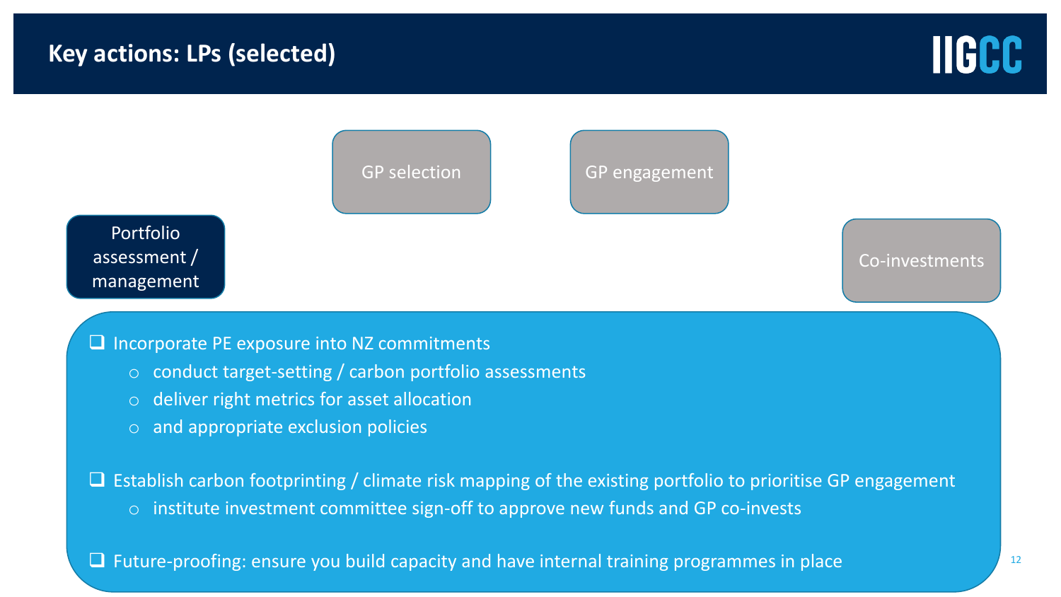# Key actions: LPs (selected)

GP selection

GP engagement

Portfolio assessment / management

Co-investments

- Incorporate PE exposure into NZ commitments
  - conduct target-setting / carbon portfolio assessments
  - deliver right metrics for asset allocation
  - and appropriate exclusion policies
- Establish carbon footprinting / climate risk mapping of the existing portfolio to prioritise GP engagement
  - institute investment committee sign-off to approve new funds and GP co-invests
- Future-proofing: ensure you build capacity and have internal training programmes in place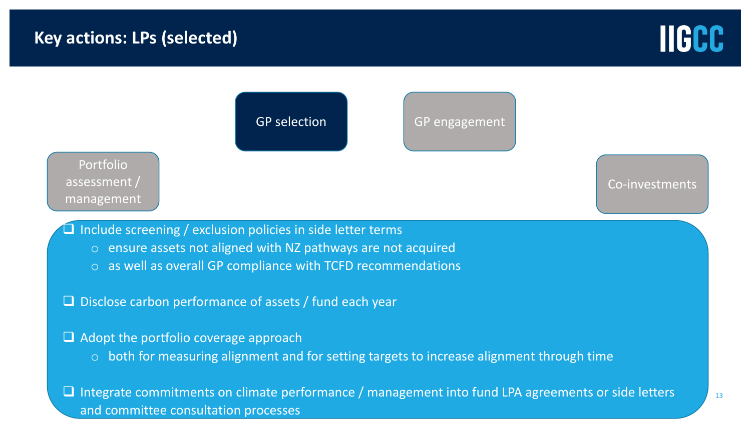# Key actions: LPs (selected)

GP selection

GP engagement

Portfolio assessment / management

Co-investments

- Include screening / exclusion policies in side letter terms
  - ensure assets not aligned with NZ pathways are not acquired
  - as well as overall GP compliance with TCFD recommendations
- Disclose carbon performance of assets / fund each year
- Adopt the portfolio coverage approach
  - both for measuring alignment and for setting targets to increase alignment through time
- Integrate commitments on climate performance / management into fund LPA agreements or side letters and committee consultation processes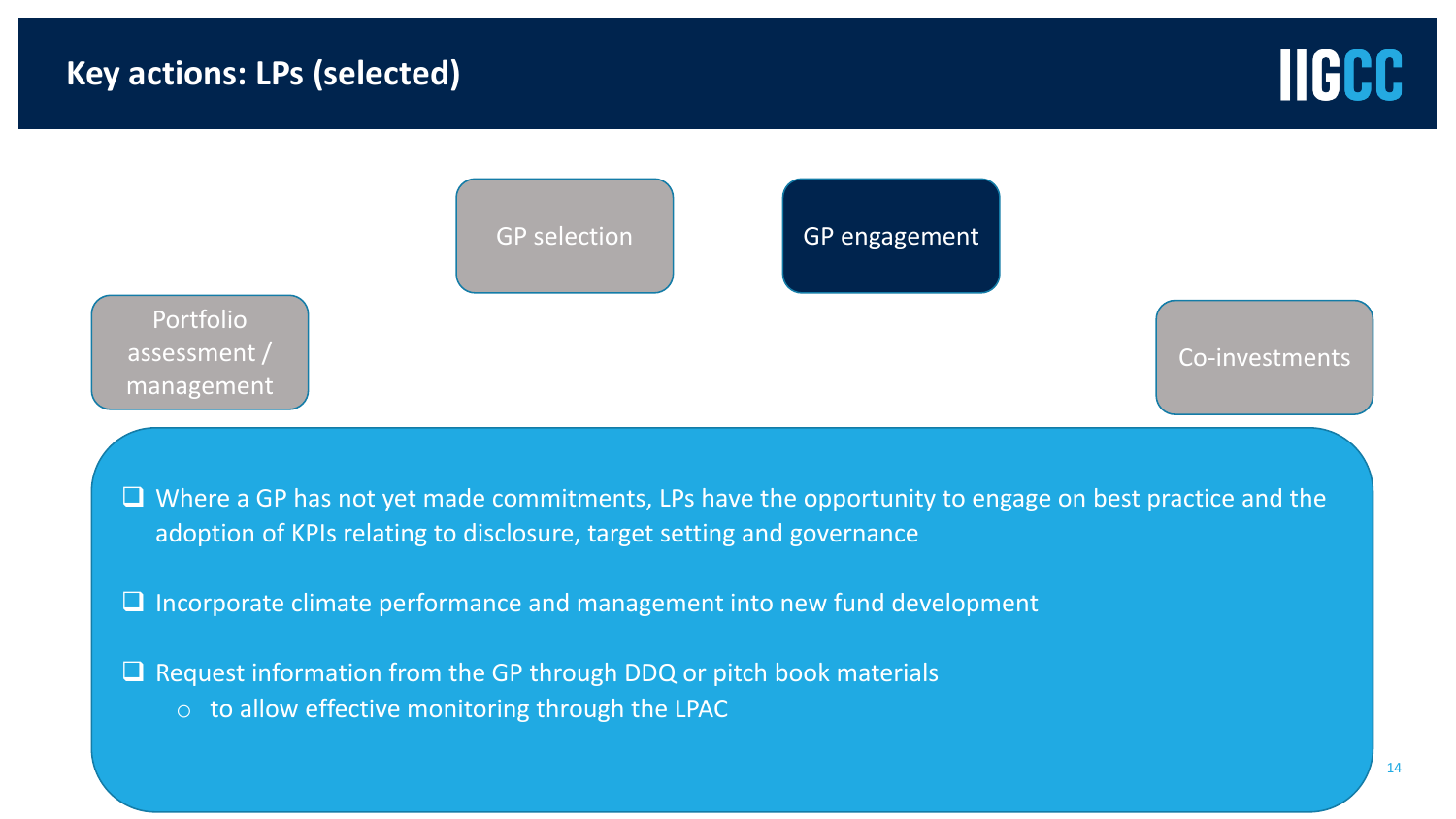# Key actions: LPs (selected)

IIGCC

Portfolio assessment / management

GP selection

**GP engagement**

Co-investments

- Where a GP has not yet made commitments, LPs have the opportunity to engage on best practice and the adoption of KPIs relating to disclosure, target setting and governance
- Incorporate climate performance and management into new fund development
- Request information from the GP through DDQ or pitch book materials
  - to allow effective monitoring through the LPAC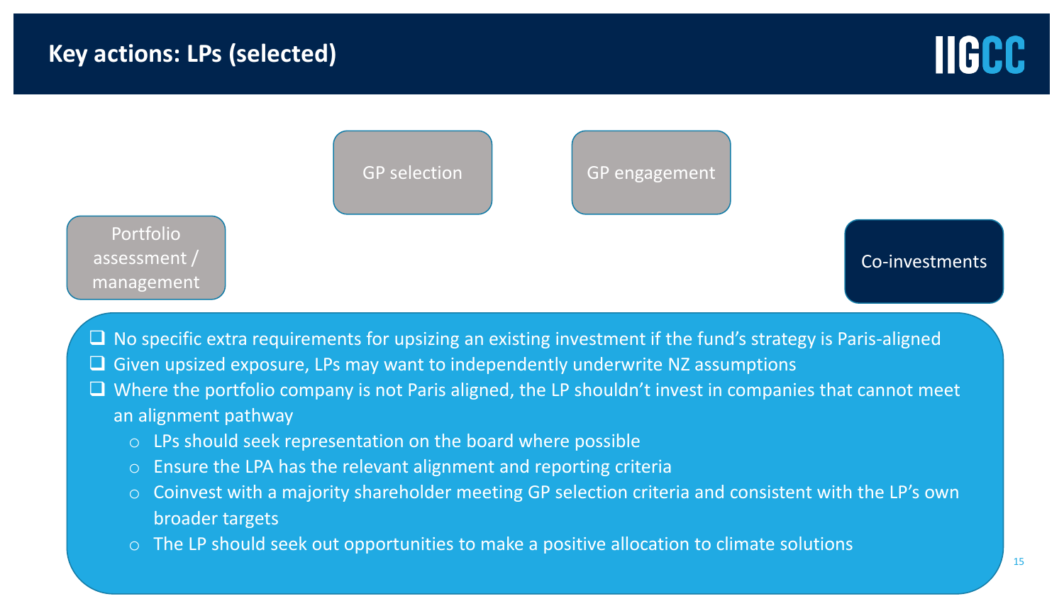# Key actions: LPs (selected)

- Portfolio assessment / management
- GP selection
- GP engagement
- **Co-investments**

- No specific extra requirements for upsizing an existing investment if the fund's strategy is Paris-aligned
- Given upsized exposure, LPs may want to independently underwrite NZ assumptions
- Where the portfolio company is not Paris aligned, the LP shouldn't invest in companies that cannot meet an alignment pathway
  - LPs should seek representation on the board where possible
  - Ensure the LPA has the relevant alignment and reporting criteria
  - Coinvest with a majority shareholder meeting GP selection criteria and consistent with the LP's own broader targets
  - The LP should seek out opportunities to make a positive allocation to climate solutions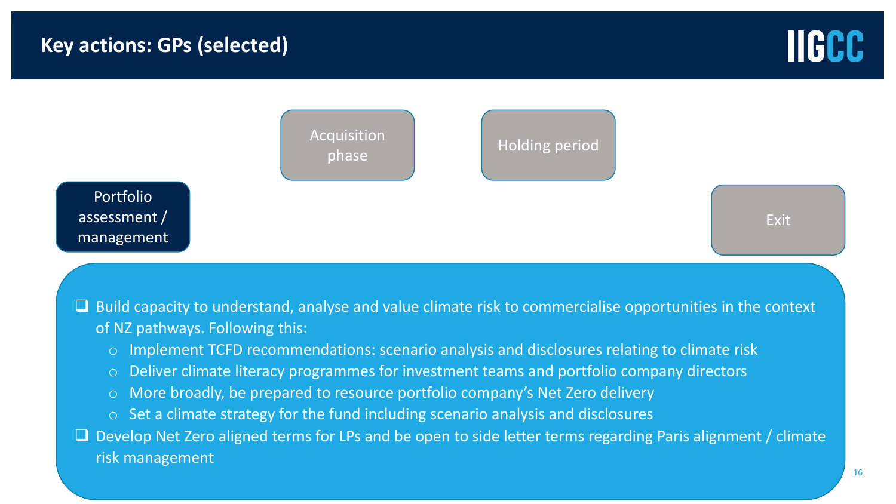# Key actions: GPs (selected)

IIGCC

Portfolio assessment / management

Acquisition phase

Holding period

Exit

- ❑ Build capacity to understand, analyse and value climate risk to commercialise opportunities in the context of NZ pathways. Following this:
  - Implement TCFD recommendations: scenario analysis and disclosures relating to climate risk
  - Deliver climate literacy programmes for investment teams and portfolio company directors
  - More broadly, be prepared to resource portfolio company's Net Zero delivery
  - Set a climate strategy for the fund including scenario analysis and disclosures
- ❑ Develop Net Zero aligned terms for LPs and be open to side letter terms regarding Paris alignment / climate risk management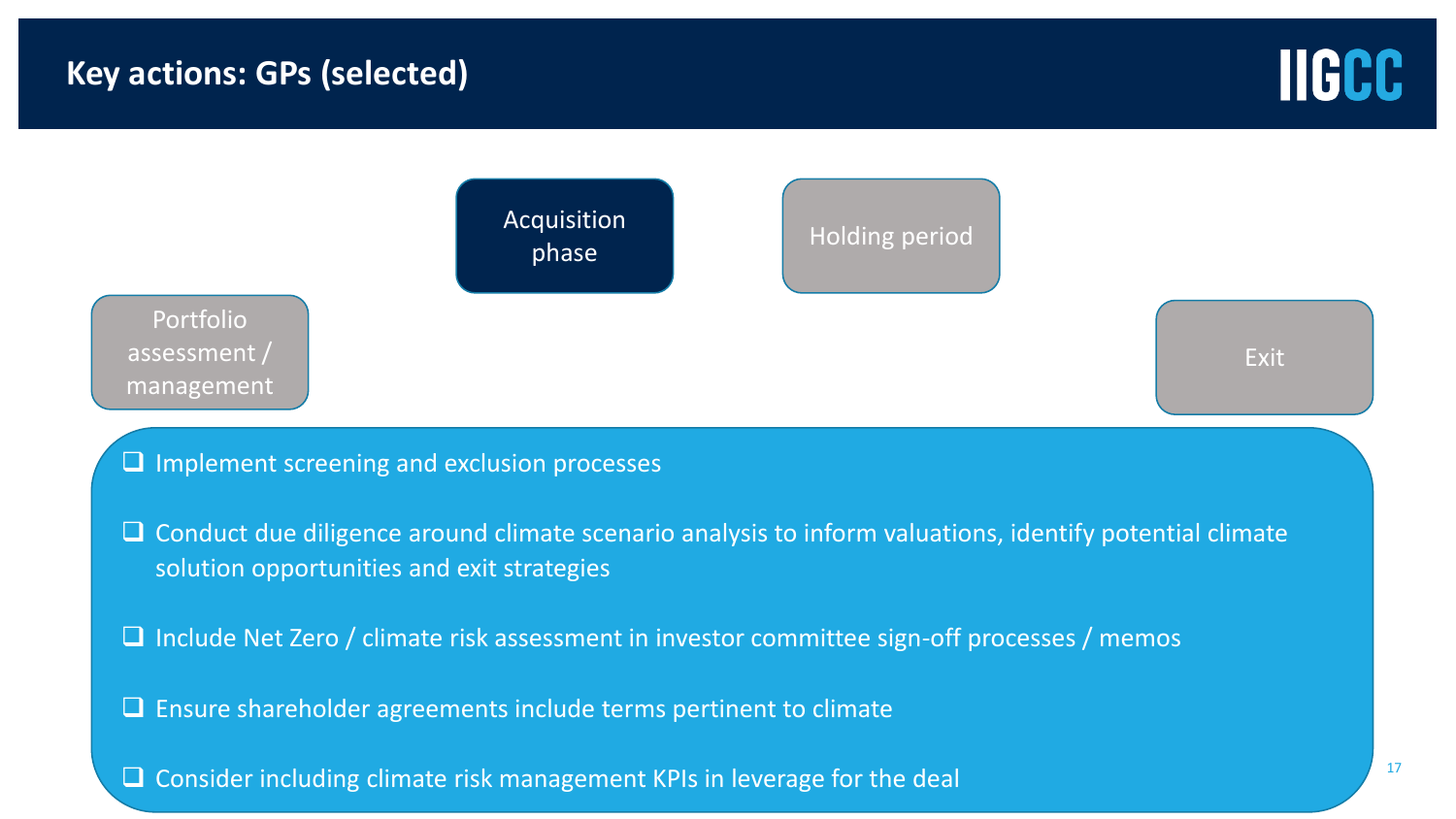# Key actions: GPs (selected)

IIGCC

Portfolio assessment / management

**Acquisition phase**

Holding period

Exit

- Implement screening and exclusion processes
- Conduct due diligence around climate scenario analysis to inform valuations, identify potential climate solution opportunities and exit strategies
- Include Net Zero / climate risk assessment in investor committee sign-off processes / memos
- Ensure shareholder agreements include terms pertinent to climate
- Consider including climate risk management KPIs in leverage for the deal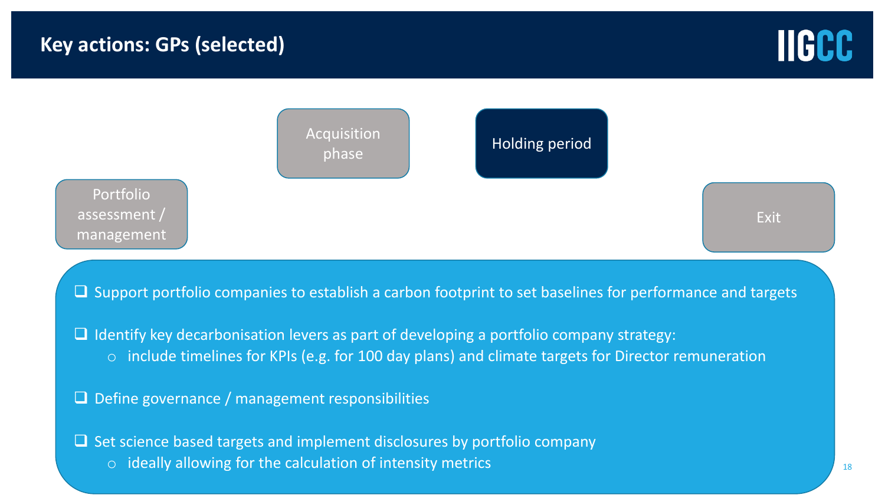# Key actions: GPs (selected)

Portfolio assessment / management

Acquisition phase

**Holding period**

Exit

- ❑ Support portfolio companies to establish a carbon footprint to set baselines for performance and targets
- ❑ Identify key decarbonisation levers as part of developing a portfolio company strategy:
  - include timelines for KPIs (e.g. for 100 day plans) and climate targets for Director remuneration
- ❑ Define governance / management responsibilities
- ❑ Set science based targets and implement disclosures by portfolio company
  - ideally allowing for the calculation of intensity metrics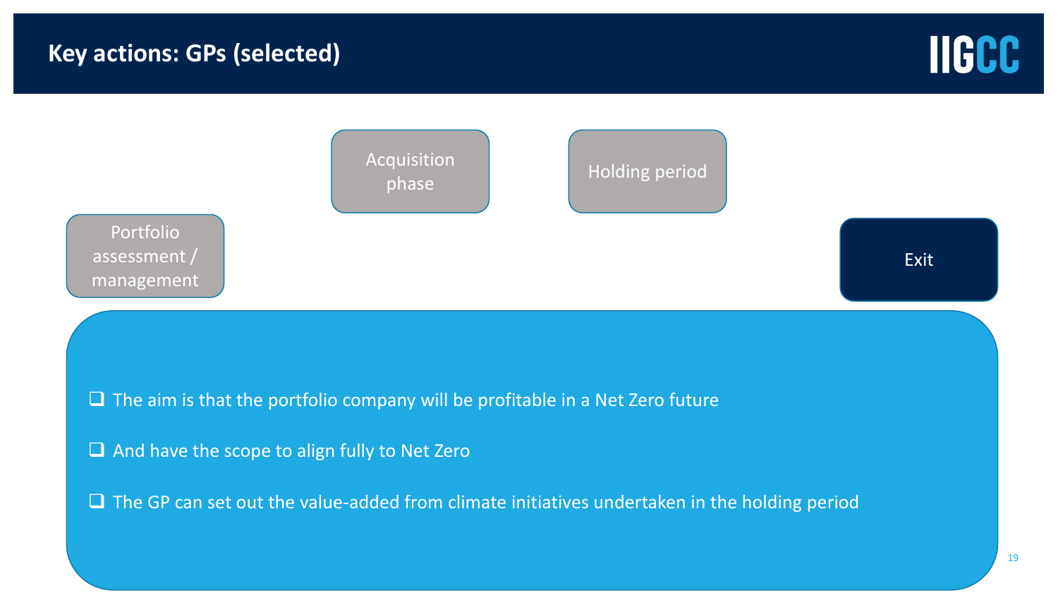# Key actions: GPs (selected)

Portfolio assessment / management

Acquisition phase

Holding period

**Exit**

- The aim is that the portfolio company will be profitable in a Net Zero future
- And have the scope to align fully to Net Zero
- The GP can set out the value-added from climate initiatives undertaken in the holding period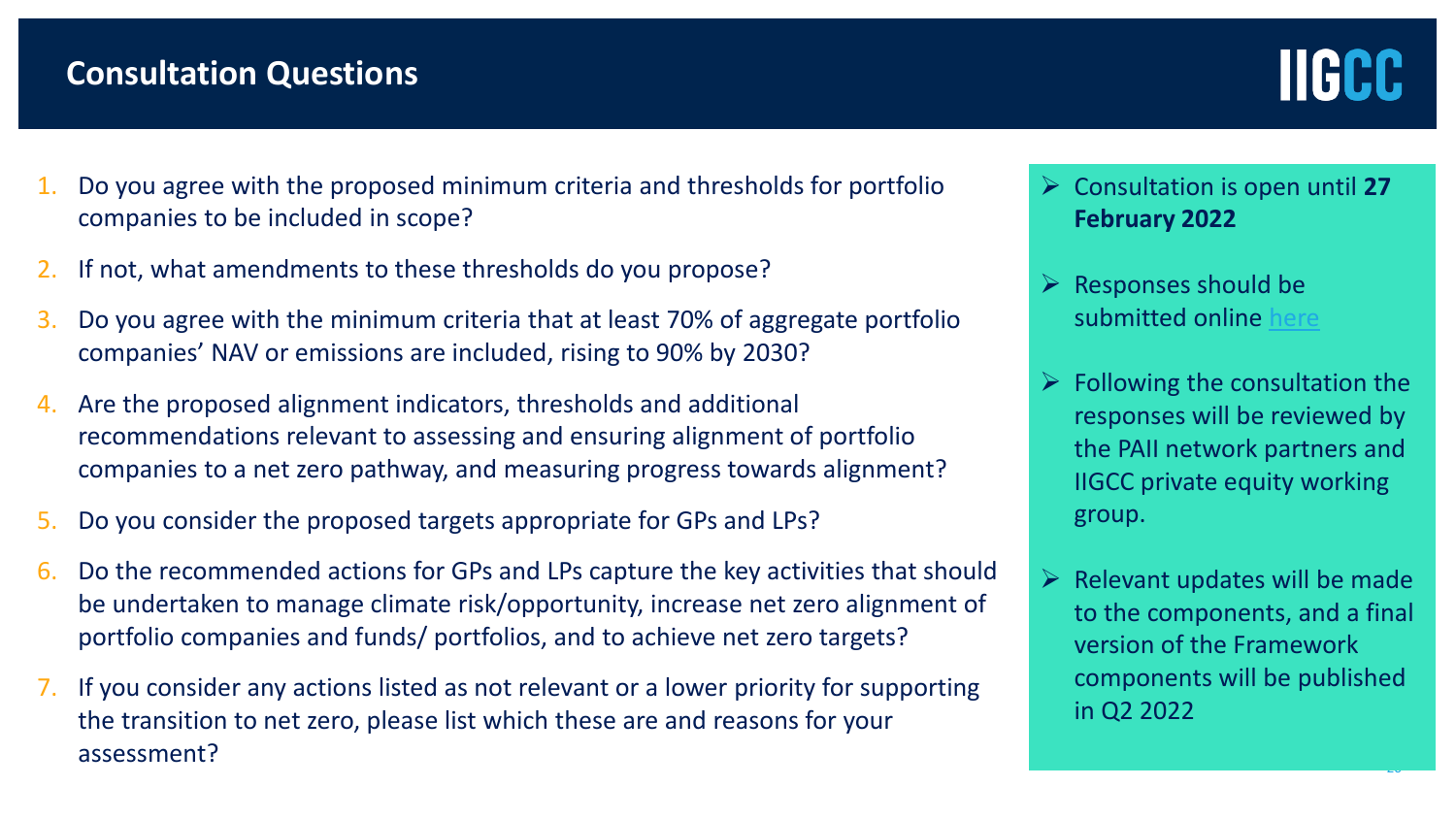## Consultation Questions

IIGCC

1. Do you agree with the proposed minimum criteria and thresholds for portfolio companies to be included in scope?
2. If not, what amendments to these thresholds do you propose?
3. Do you agree with the minimum criteria that at least 70% of aggregate portfolio companies' NAV or emissions are included, rising to 90% by 2030?
4. Are the proposed alignment indicators, thresholds and additional recommendations relevant to assessing and ensuring alignment of portfolio companies to a net zero pathway, and measuring progress towards alignment?
5. Do you consider the proposed targets appropriate for GPs and LPs?
6. Do the recommended actions for GPs and LPs capture the key activities that should be undertaken to manage climate risk/opportunity, increase net zero alignment of portfolio companies and funds/ portfolios, and to achieve net zero targets?
7. If you consider any actions listed as not relevant or a lower priority for supporting the transition to net zero, please list which these are and reasons for your assessment?

- Consultation is open until **27 February 2022**
- Responses should be submitted online here
- Following the consultation the responses will be reviewed by the PAII network partners and IIGCC private equity working group.
- Relevant updates will be made to the components, and a final version of the Framework components will be published in Q2 2022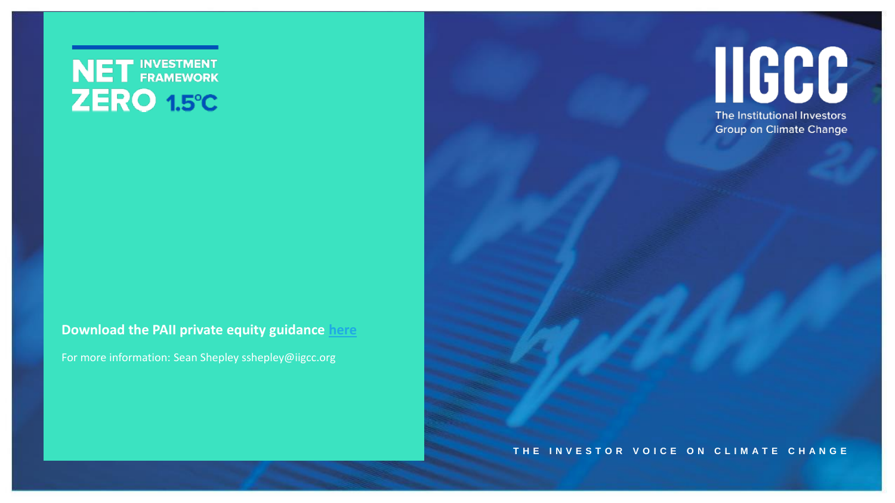NET ZERO INVESTMENT FRAMEWORK 1.5°C

IIGCC

The Institutional Investors Group on Climate Change

**Download the PAII private equity guidance here**

For more information: Sean Shepley sshepley@iigcc.org

THE INVESTOR VOICE ON CLIMATE CHANGE